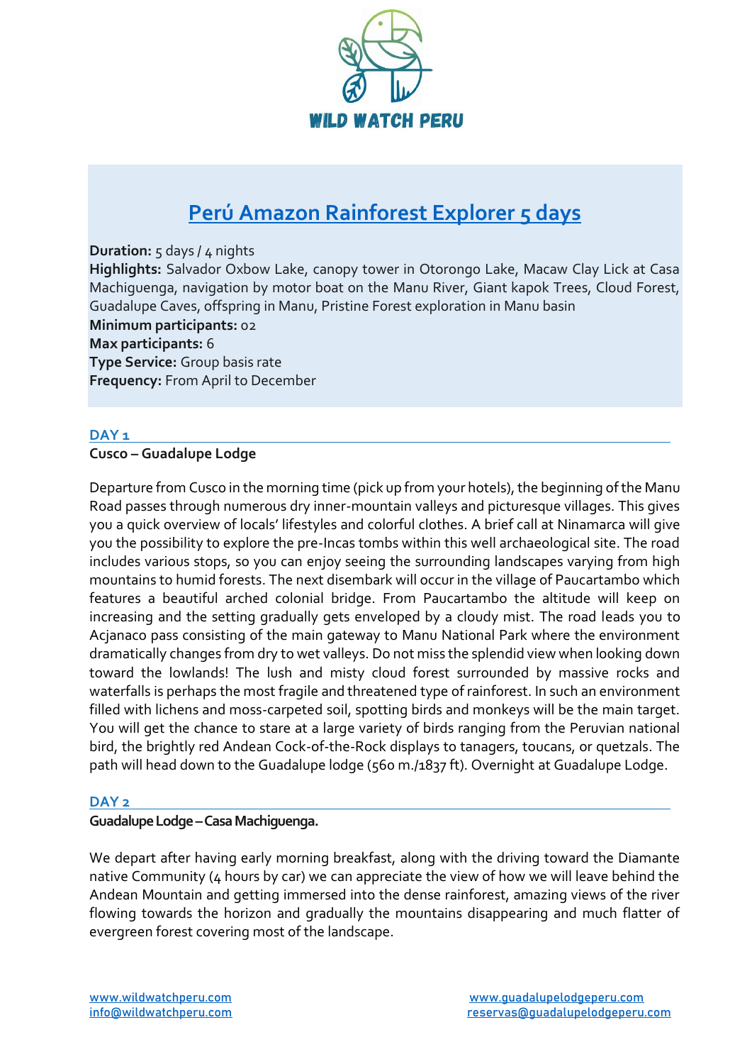WILD WATCH PERU

# Perú Amazon Rainforest Explorer 5 days

**Duration:** 5 days / 4 nights
**Highlights:** Salvador Oxbow Lake, canopy tower in Otorongo Lake, Macaw Clay Lick at Casa Machiguenga, navigation by motor boat on the Manu River, Giant kapok Trees, Cloud Forest, Guadalupe Caves, offspring in Manu, Pristine Forest exploration in Manu basin
**Minimum participants:** 02
**Max participants:** 6
**Type Service:** Group basis rate
**Frequency:** From April to December

## DAY 1

**Cusco – Guadalupe Lodge**

Departure from Cusco in the morning time (pick up from your hotels), the beginning of the Manu Road passes through numerous dry inner-mountain valleys and picturesque villages. This gives you a quick overview of locals' lifestyles and colorful clothes. A brief call at Ninamarca will give you the possibility to explore the pre-Incas tombs within this well archaeological site. The road includes various stops, so you can enjoy seeing the surrounding landscapes varying from high mountains to humid forests. The next disembark will occur in the village of Paucartambo which features a beautiful arched colonial bridge. From Paucartambo the altitude will keep on increasing and the setting gradually gets enveloped by a cloudy mist. The road leads you to Acjanaco pass consisting of the main gateway to Manu National Park where the environment dramatically changes from dry to wet valleys. Do not miss the splendid view when looking down toward the lowlands! The lush and misty cloud forest surrounded by massive rocks and waterfalls is perhaps the most fragile and threatened type of rainforest. In such an environment filled with lichens and moss-carpeted soil, spotting birds and monkeys will be the main target. You will get the chance to stare at a large variety of birds ranging from the Peruvian national bird, the brightly red Andean Cock-of-the-Rock displays to tanagers, toucans, or quetzals. The path will head down to the Guadalupe lodge (560 m./1837 ft). Overnight at Guadalupe Lodge.

## DAY 2

**Guadalupe Lodge – Casa Machiguenga.**

We depart after having early morning breakfast, along with the driving toward the Diamante native Community (4 hours by car) we can appreciate the view of how we will leave behind the Andean Mountain and getting immersed into the dense rainforest, amazing views of the river flowing towards the horizon and gradually the mountains disappearing and much flatter of evergreen forest covering most of the landscape.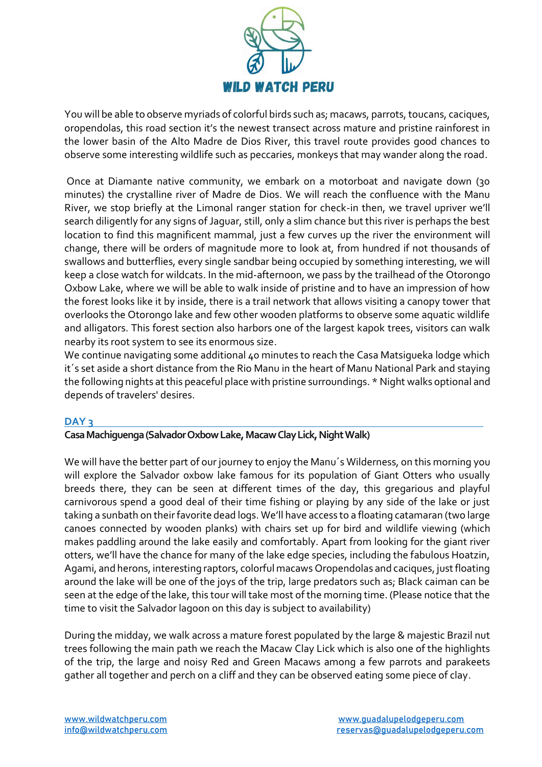You will be able to observe myriads of colorful birds such as; macaws, parrots, toucans, caciques, oropendolas, this road section it's the newest transect across mature and pristine rainforest in the lower basin of the Alto Madre de Dios River, this travel route provides good chances to observe some interesting wildlife such as peccaries, monkeys that may wander along the road.

Once at Diamante native community, we embark on a motorboat and navigate down (30 minutes) the crystalline river of Madre de Dios. We will reach the confluence with the Manu River, we stop briefly at the Limonal ranger station for check-in then, we travel upriver we'll search diligently for any signs of Jaguar, still, only a slim chance but this river is perhaps the best location to find this magnificent mammal, just a few curves up the river the environment will change, there will be orders of magnitude more to look at, from hundred if not thousands of swallows and butterflies, every single sandbar being occupied by something interesting, we will keep a close watch for wildcats. In the mid-afternoon, we pass by the trailhead of the Otorongo Oxbow Lake, where we will be able to walk inside of pristine and to have an impression of how the forest looks like it by inside, there is a trail network that allows visiting a canopy tower that overlooks the Otorongo lake and few other wooden platforms to observe some aquatic wildlife and alligators. This forest section also harbors one of the largest kapok trees, visitors can walk nearby its root system to see its enormous size.
We continue navigating some additional 40 minutes to reach the Casa Matsigueka lodge which it´s set aside a short distance from the Rio Manu in the heart of Manu National Park and staying the following nights at this peaceful place with pristine surroundings. * Night walks optional and depends of travelers' desires.

## DAY 3

**Casa Machiguenga (Salvador Oxbow Lake, Macaw Clay Lick, Night Walk)**

We will have the better part of our journey to enjoy the Manu´s Wilderness, on this morning you will explore the Salvador oxbow lake famous for its population of Giant Otters who usually breeds there, they can be seen at different times of the day, this gregarious and playful carnivorous spend a good deal of their time fishing or playing by any side of the lake or just taking a sunbath on their favorite dead logs. We'll have access to a floating catamaran (two large canoes connected by wooden planks) with chairs set up for bird and wildlife viewing (which makes paddling around the lake easily and comfortably. Apart from looking for the giant river otters, we'll have the chance for many of the lake edge species, including the fabulous Hoatzin, Agami, and herons, interesting raptors, colorful macaws Oropendolas and caciques, just floating around the lake will be one of the joys of the trip, large predators such as; Black caiman can be seen at the edge of the lake, this tour will take most of the morning time. (Please notice that the time to visit the Salvador lagoon on this day is subject to availability)

During the midday, we walk across a mature forest populated by the large & majestic Brazil nut trees following the main path we reach the Macaw Clay Lick which is also one of the highlights of the trip, the large and noisy Red and Green Macaws among a few parrots and parakeets gather all together and perch on a cliff and they can be observed eating some piece of clay.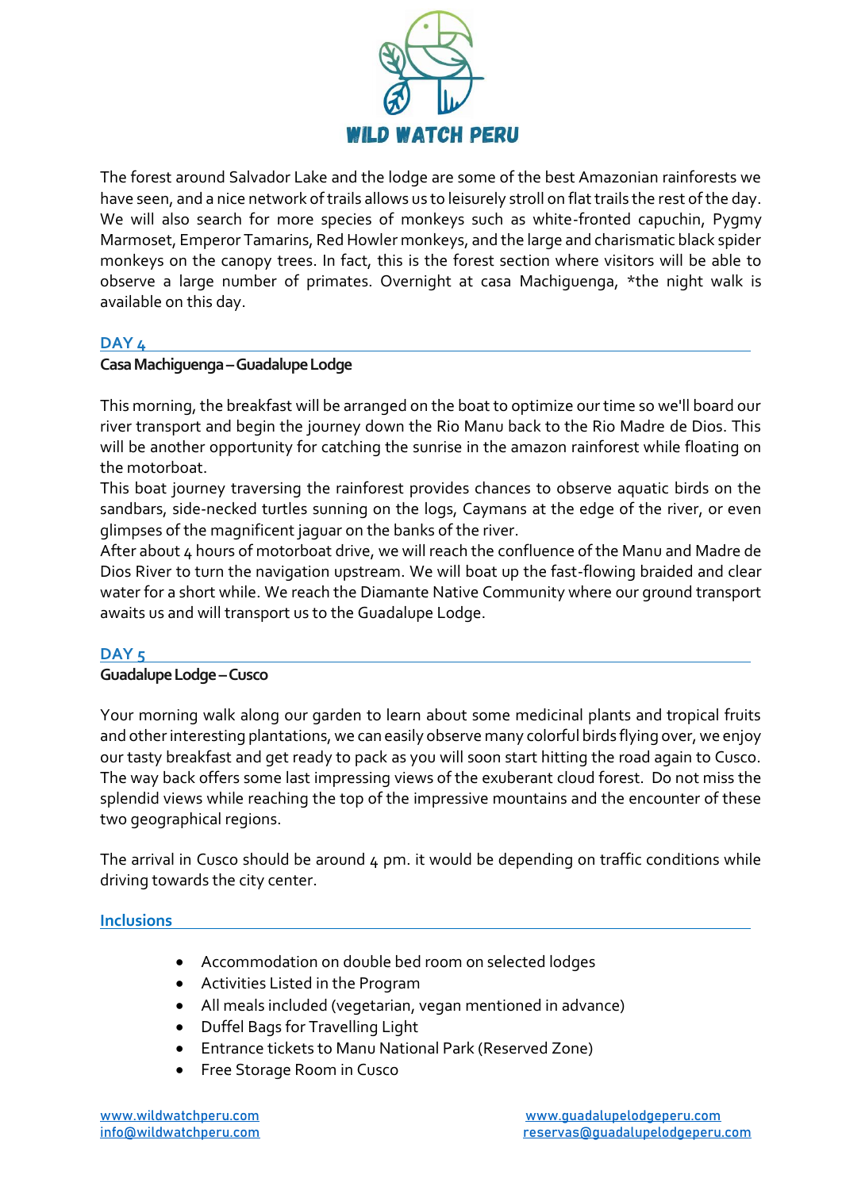The forest around Salvador Lake and the lodge are some of the best Amazonian rainforests we have seen, and a nice network of trails allows us to leisurely stroll on flat trails the rest of the day. We will also search for more species of monkeys such as white-fronted capuchin, Pygmy Marmoset, Emperor Tamarins, Red Howler monkeys, and the large and charismatic black spider monkeys on the canopy trees. In fact, this is the forest section where visitors will be able to observe a large number of primates. Overnight at casa Machiguenga, *the night walk is available on this day.

## DAY 4

**Casa Machiguenga – Guadalupe Lodge**

This morning, the breakfast will be arranged on the boat to optimize our time so we'll board our river transport and begin the journey down the Rio Manu back to the Rio Madre de Dios. This will be another opportunity for catching the sunrise in the amazon rainforest while floating on the motorboat.

This boat journey traversing the rainforest provides chances to observe aquatic birds on the sandbars, side-necked turtles sunning on the logs, Caymans at the edge of the river, or even glimpses of the magnificent jaguar on the banks of the river.

After about 4 hours of motorboat drive, we will reach the confluence of the Manu and Madre de Dios River to turn the navigation upstream. We will boat up the fast-flowing braided and clear water for a short while. We reach the Diamante Native Community where our ground transport awaits us and will transport us to the Guadalupe Lodge.

## DAY 5

**Guadalupe Lodge – Cusco**

Your morning walk along our garden to learn about some medicinal plants and tropical fruits and other interesting plantations, we can easily observe many colorful birds flying over, we enjoy our tasty breakfast and get ready to pack as you will soon start hitting the road again to Cusco. The way back offers some last impressing views of the exuberant cloud forest. Do not miss the splendid views while reaching the top of the impressive mountains and the encounter of these two geographical regions.

The arrival in Cusco should be around 4 pm. it would be depending on traffic conditions while driving towards the city center.

## Inclusions

- Accommodation on double bed room on selected lodges
- Activities Listed in the Program
- All meals included (vegetarian, vegan mentioned in advance)
- Duffel Bags for Travelling Light
- Entrance tickets to Manu National Park (Reserved Zone)
- Free Storage Room in Cusco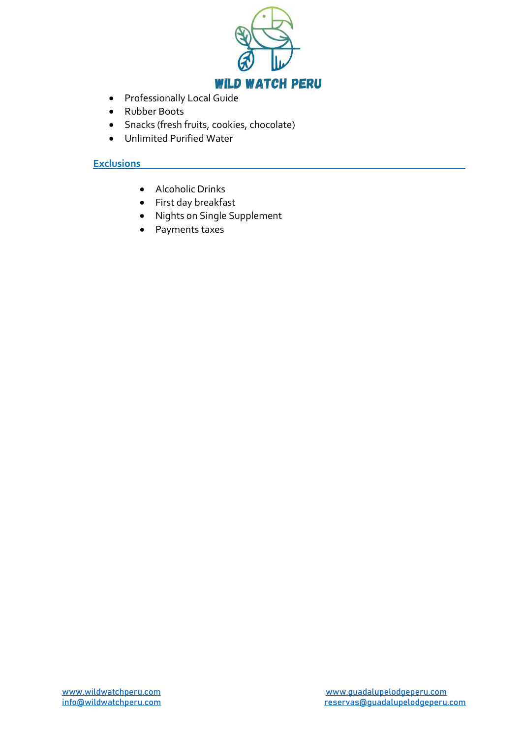- Professionally Local Guide
- Rubber Boots
- Snacks (fresh fruits, cookies, chocolate)
- Unlimited Purified Water

## Exclusions

- Alcoholic Drinks
- First day breakfast
- Nights on Single Supplement
- Payments taxes